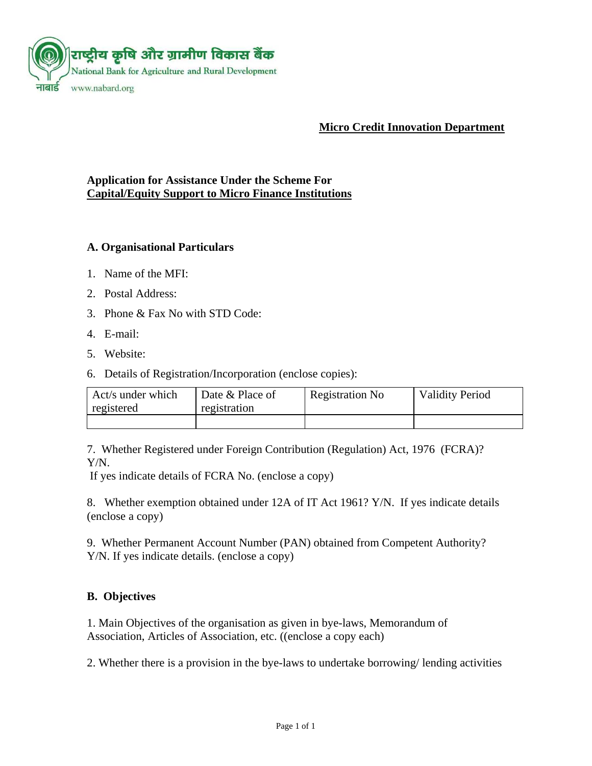राष्ट्रीय कृषि और ग्रामीण विकास बैंक
National Bank for Agriculture and Rural Development
नाबार्ड www.nabard.org

**Micro Credit Innovation Department**

**Application for Assistance Under the Scheme For**
**Capital/Equity Support to Micro Finance Institutions**

### A. Organisational Particulars

1. Name of the MFI:
2. Postal Address:
3. Phone & Fax No with STD Code:
4. E-mail:
5. Website:
6. Details of Registration/Incorporation (enclose copies):

| Act/s under which registered | Date & Place of registration | Registration No | Validity Period |
|---|---|---|---|
| | | | |

7. Whether Registered under Foreign Contribution (Regulation) Act, 1976 (FCRA)? Y/N.
If yes indicate details of FCRA No. (enclose a copy)

8. Whether exemption obtained under 12A of IT Act 1961? Y/N. If yes indicate details (enclose a copy)

9. Whether Permanent Account Number (PAN) obtained from Competent Authority? Y/N. If yes indicate details. (enclose a copy)

### B. Objectives

1. Main Objectives of the organisation as given in bye-laws, Memorandum of Association, Articles of Association, etc. ((enclose a copy each)

2. Whether there is a provision in the bye-laws to undertake borrowing/ lending activities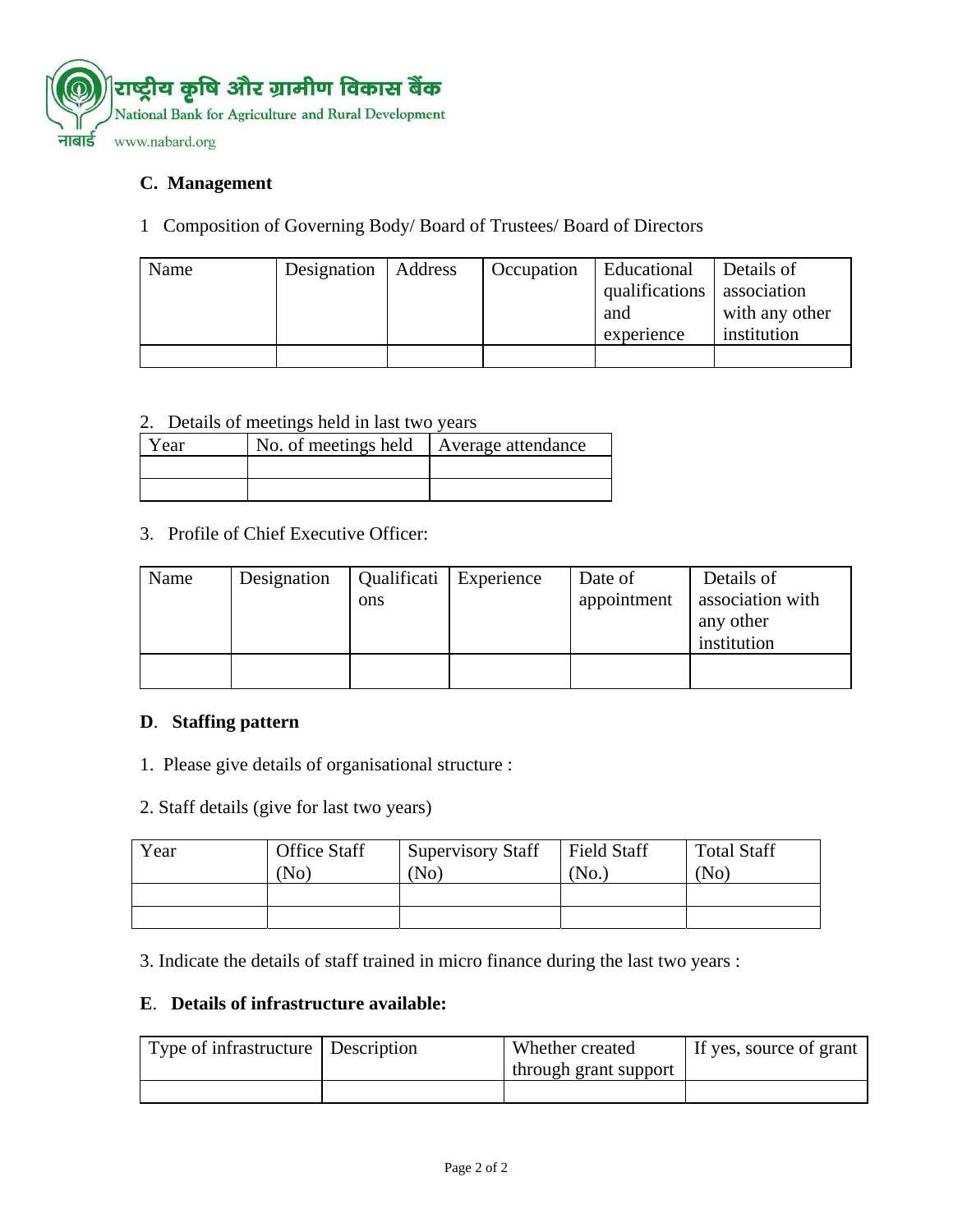राष्ट्रीय कृषि और ग्रामीण विकास बैंक
National Bank for Agriculture and Rural Development
नाबार्ड www.nabard.org

### C. Management

1 Composition of Governing Body/ Board of Trustees/ Board of Directors

| Name | Designation | Address | Occupation | Educational qualifications and experience | Details of association with any other institution |
|---|---|---|---|---|---|
| | | | | | |

2. Details of meetings held in last two years

| Year | No. of meetings held | Average attendance |
|---|---|---|
| | | |
| | | |

3. Profile of Chief Executive Officer:

| Name | Designation | Qualifications | Experience | Date of appointment | Details of association with any other institution |
|---|---|---|---|---|---|
| | | | | | |

### D. Staffing pattern

1. Please give details of organisational structure :

2. Staff details (give for last two years)

| Year | Office Staff (No) | Supervisory Staff (No) | Field Staff (No.) | Total Staff (No) |
|---|---|---|---|---|
| | | | | |
| | | | | |

3. Indicate the details of staff trained in micro finance during the last two years :

### E. Details of infrastructure available:

| Type of infrastructure | Description | Whether created through grant support | If yes, source of grant |
|---|---|---|---|
| | | | |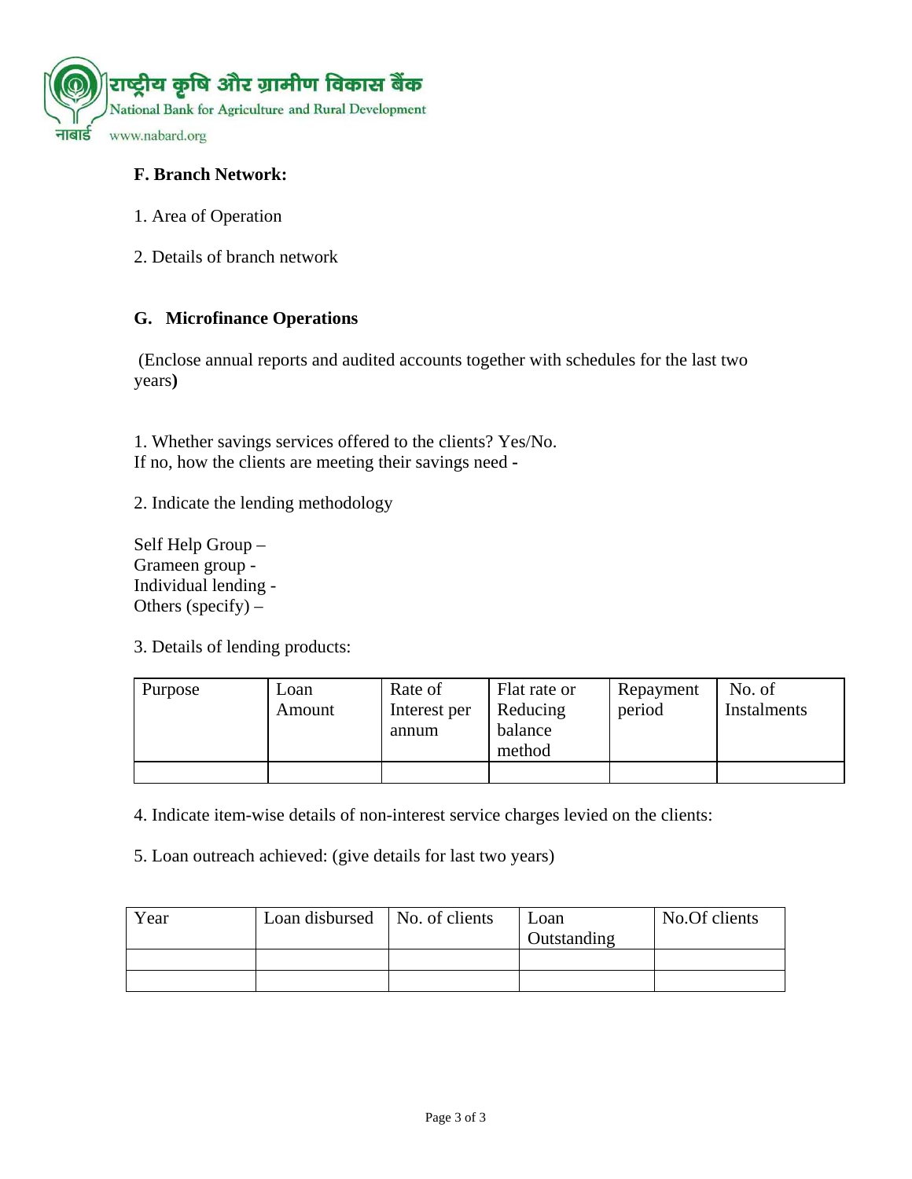### F. Branch Network:

1. Area of Operation

2. Details of branch network

### G. Microfinance Operations

(Enclose annual reports and audited accounts together with schedules for the last two years**)**

1. Whether savings services offered to the clients? Yes/No.
If no, how the clients are meeting their savings need -

2. Indicate the lending methodology

Self Help Group –
Grameen group -
Individual lending -
Others (specify) –

3. Details of lending products:

| Purpose | Loan Amount | Rate of Interest per annum | Flat rate or Reducing balance method | Repayment period | No. of Instalments |
|---|---|---|---|---|---|
| | | | | | |

4. Indicate item-wise details of non-interest service charges levied on the clients:

5. Loan outreach achieved: (give details for last two years)

| Year | Loan disbursed | No. of clients | Loan Outstanding | No.Of clients |
|---|---|---|---|---|
| | | | | |
| | | | | |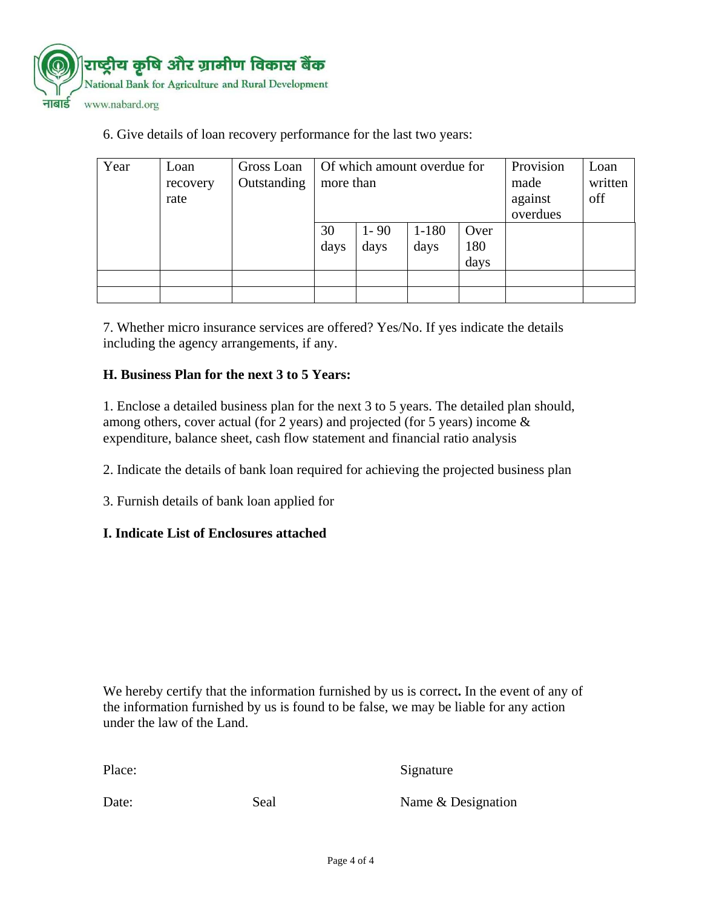6. Give details of loan recovery performance for the last two years:

| Year | Loan recovery rate | Gross Loan Outstanding | Of which amount overdue for more than | | | | Provision made against overdues | Loan written off |
|---|---|---|---|---|---|---|---|---|
| | | | 30 days | 1- 90 days | 1-180 days | Over 180 days | | |
| | | | | | | | | |
| | | | | | | | | |

7. Whether micro insurance services are offered? Yes/No. If yes indicate the details including the agency arrangements, if any.

**H. Business Plan for the next 3 to 5 Years:**

1. Enclose a detailed business plan for the next 3 to 5 years. The detailed plan should, among others, cover actual (for 2 years) and projected (for 5 years) income & expenditure, balance sheet, cash flow statement and financial ratio analysis

2. Indicate the details of bank loan required for achieving the projected business plan

3. Furnish details of bank loan applied for

**I. Indicate List of Enclosures attached**

We hereby certify that the information furnished by us is correct**.** In the event of any of the information furnished by us is found to be false, we may be liable for any action under the law of the Land.

Place: Signature

Date: Seal Name & Designation